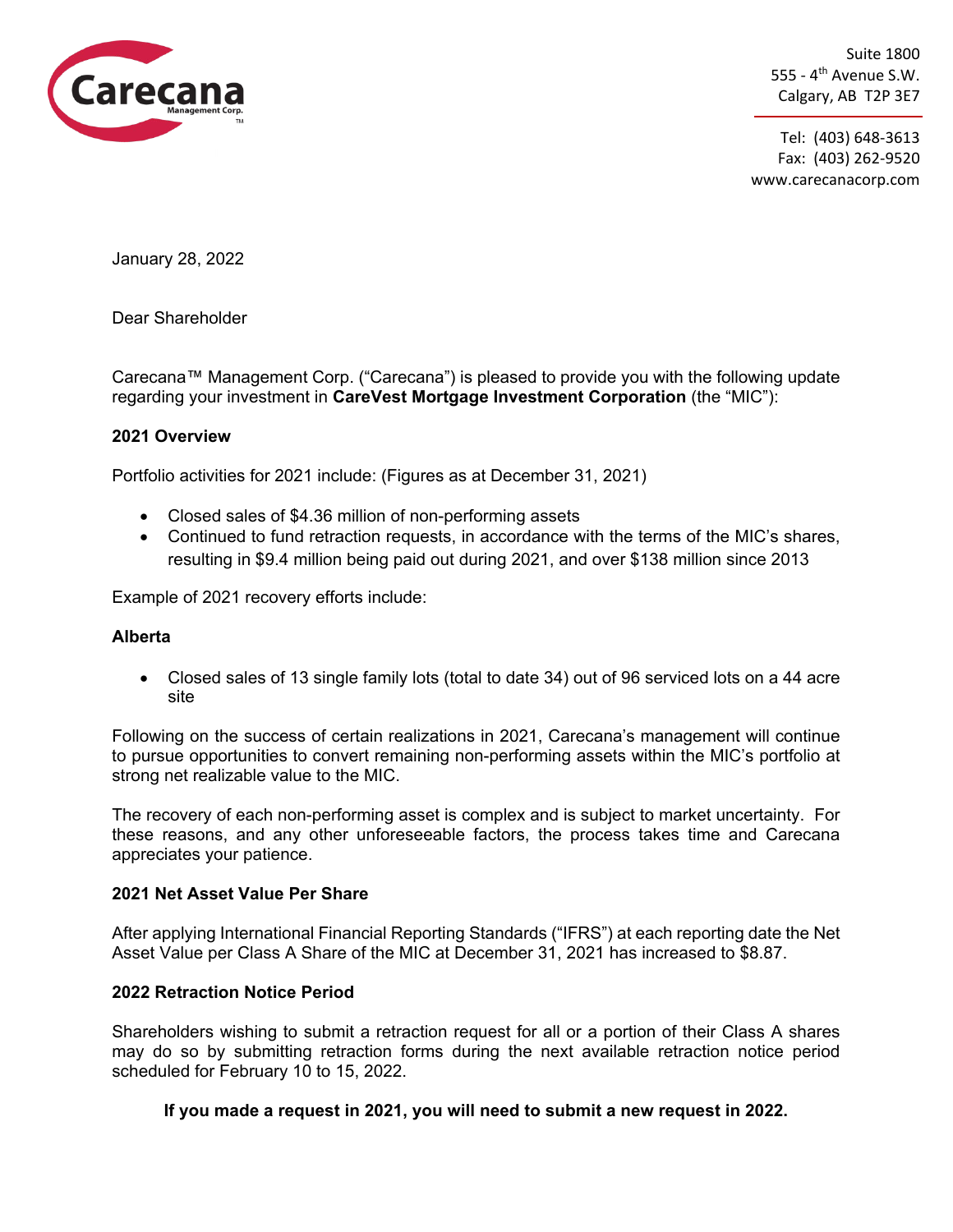Carecana Management Corp.™

Suite 1800
555 - 4th Avenue S.W.
Calgary, AB T2P 3E7

Tel: (403) 648-3613
Fax: (403) 262-9520
www.carecanacorp.com

January 28, 2022

Dear Shareholder

Carecana™ Management Corp. ("Carecana") is pleased to provide you with the following update regarding your investment in **CareVest Mortgage Investment Corporation** (the "MIC"):

**2021 Overview**

Portfolio activities for 2021 include: (Figures as at December 31, 2021)

- Closed sales of $4.36 million of non-performing assets
- Continued to fund retraction requests, in accordance with the terms of the MIC's shares, resulting in $9.4 million being paid out during 2021, and over $138 million since 2013

Example of 2021 recovery efforts include:

**Alberta**

- Closed sales of 13 single family lots (total to date 34) out of 96 serviced lots on a 44 acre site

Following on the success of certain realizations in 2021, Carecana's management will continue to pursue opportunities to convert remaining non-performing assets within the MIC's portfolio at strong net realizable value to the MIC.

The recovery of each non-performing asset is complex and is subject to market uncertainty. For these reasons, and any other unforeseeable factors, the process takes time and Carecana appreciates your patience.

**2021 Net Asset Value Per Share**

After applying International Financial Reporting Standards ("IFRS") at each reporting date the Net Asset Value per Class A Share of the MIC at December 31, 2021 has increased to $8.87.

**2022 Retraction Notice Period**

Shareholders wishing to submit a retraction request for all or a portion of their Class A shares may do so by submitting retraction forms during the next available retraction notice period scheduled for February 10 to 15, 2022.

**If you made a request in 2021, you will need to submit a new request in 2022.**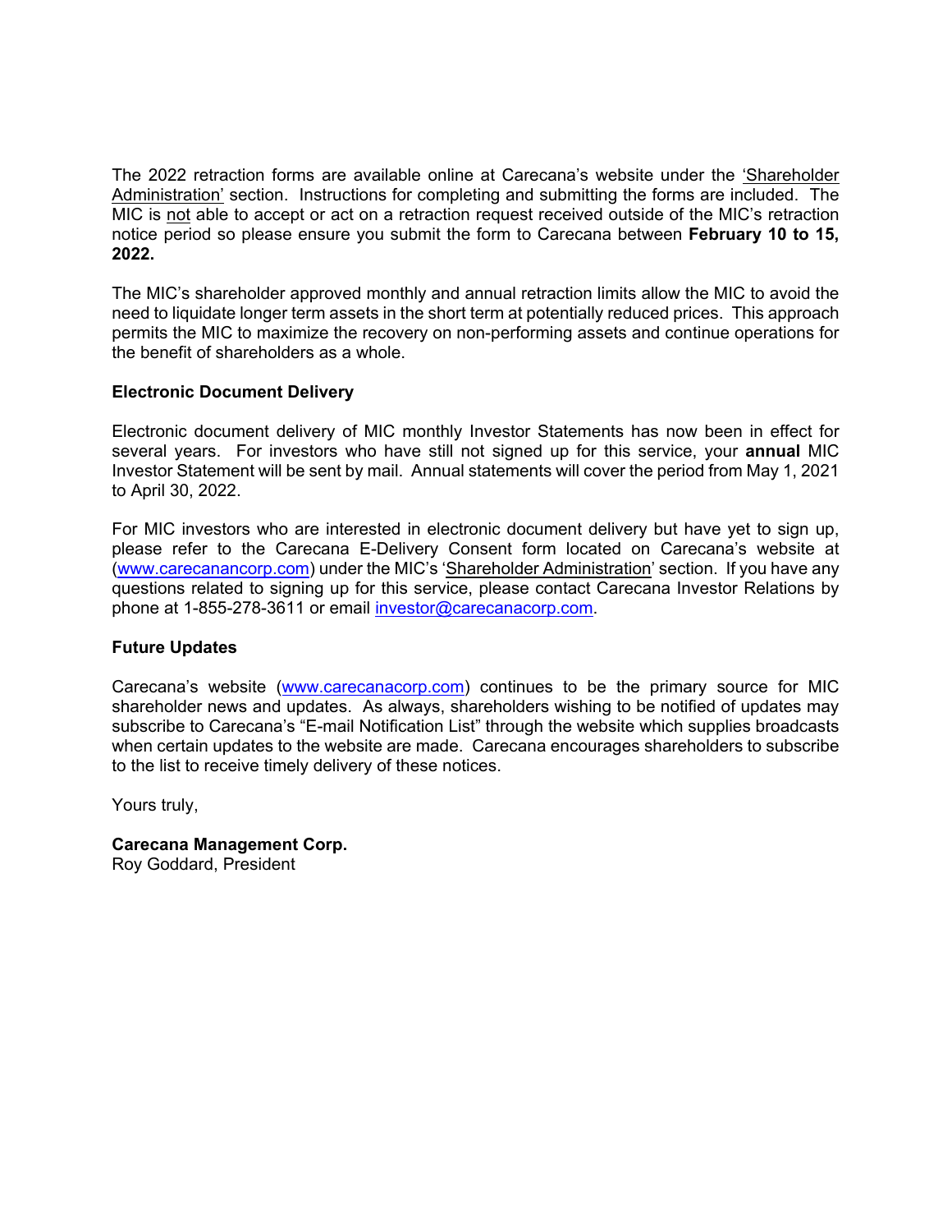The 2022 retraction forms are available online at Carecana's website under the 'Shareholder Administration' section. Instructions for completing and submitting the forms are included. The MIC is not able to accept or act on a retraction request received outside of the MIC's retraction notice period so please ensure you submit the form to Carecana between **February 10 to 15, 2022.**

The MIC's shareholder approved monthly and annual retraction limits allow the MIC to avoid the need to liquidate longer term assets in the short term at potentially reduced prices. This approach permits the MIC to maximize the recovery on non-performing assets and continue operations for the benefit of shareholders as a whole.

**Electronic Document Delivery**

Electronic document delivery of MIC monthly Investor Statements has now been in effect for several years. For investors who have still not signed up for this service, your **annual** MIC Investor Statement will be sent by mail. Annual statements will cover the period from May 1, 2021 to April 30, 2022.

For MIC investors who are interested in electronic document delivery but have yet to sign up, please refer to the Carecana E-Delivery Consent form located on Carecana's website at (www.carecanancorp.com) under the MIC's 'Shareholder Administration' section. If you have any questions related to signing up for this service, please contact Carecana Investor Relations by phone at 1-855-278-3611 or email investor@carecanacorp.com.

**Future Updates**

Carecana's website (www.carecanacorp.com) continues to be the primary source for MIC shareholder news and updates. As always, shareholders wishing to be notified of updates may subscribe to Carecana's "E-mail Notification List" through the website which supplies broadcasts when certain updates to the website are made. Carecana encourages shareholders to subscribe to the list to receive timely delivery of these notices.

Yours truly,

**Carecana Management Corp.**
Roy Goddard, President